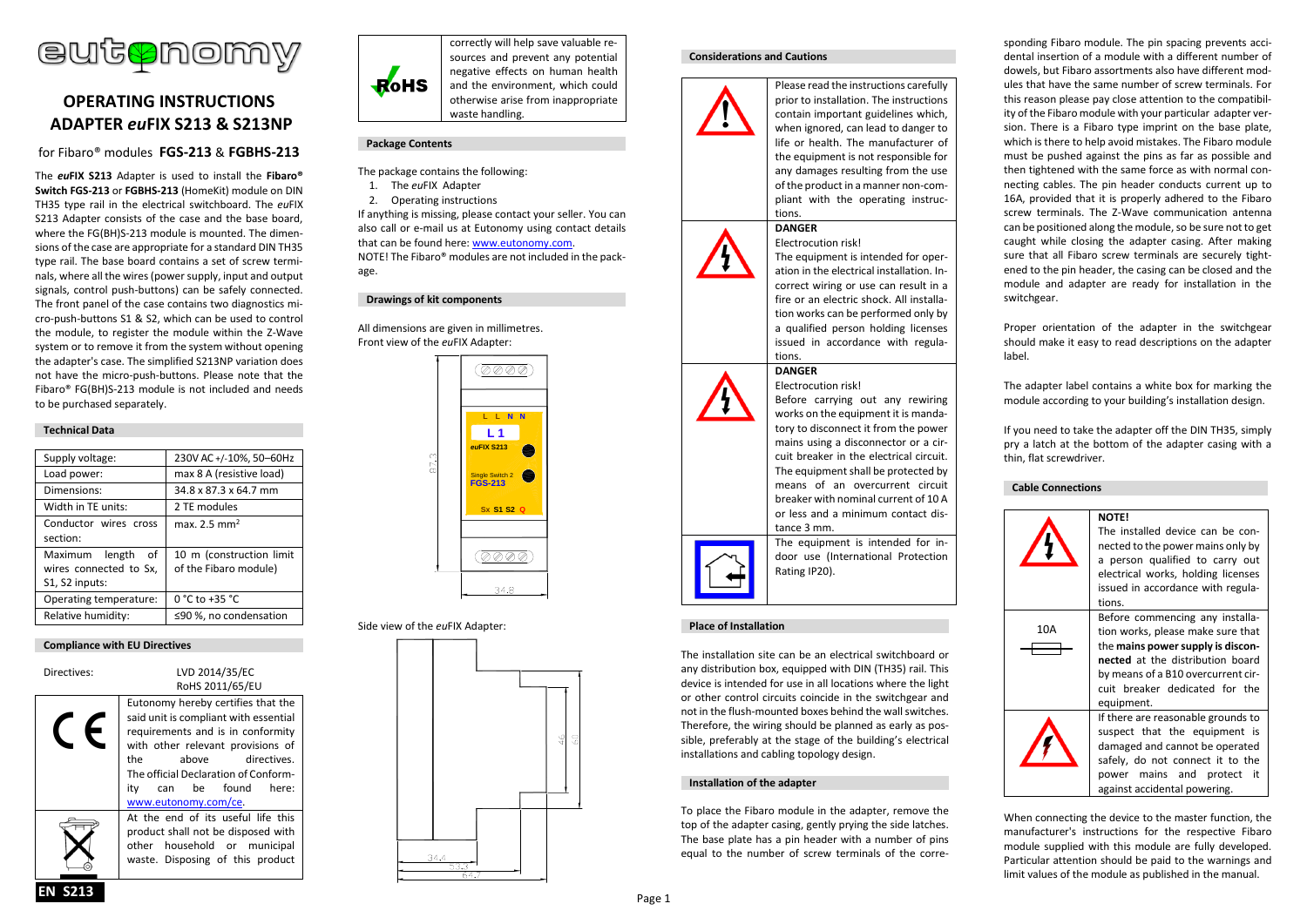# eutonomy

# OPERATING INSTRUCTIONS
# ADAPTER *eu*FIX S213 & S213NP

for Fibaro® modules **FGS-213** & **FGBHS-213**

The ***eu*FIX S213** Adapter is used to install the **Fibaro® Switch FGS-213** or **FGBHS-213** (HomeKit) module on DIN TH35 type rail in the electrical switchboard. The *eu*FIX S213 Adapter consists of the case and the base board, where the FG(BH)S-213 module is mounted. The dimensions of the case are appropriate for a standard DIN TH35 type rail. The base board contains a set of screw terminals, where all the wires (power supply, input and output signals, control push-buttons) can be safely connected. The front panel of the case contains two diagnostics micro-push-buttons S1 & S2, which can be used to control the module, to register the module within the Z-Wave system or to remove it from the system without opening the adapter's case. The simplified S213NP variation does not have the micro-push-buttons. Please note that the Fibaro® FG(BH)S-213 module is not included and needs to be purchased separately.

## Technical Data

| | |
|---|---|
| Supply voltage: | 230V AC +/-10%, 50–60Hz |
| Load power: | max 8 A (resistive load) |
| Dimensions: | 34.8 x 87.3 x 64.7 mm |
| Width in TE units: | 2 TE modules |
| Conductor wires cross section: | max. 2.5 mm$^2$ |
| Maximum length of wires connected to Sx, S1, S2 inputs: | 10 m (construction limit of the Fibaro module) |
| Operating temperature: | 0 °C to +35 °C |
| Relative humidity: | ≤90 %, no condensation |

## Compliance with EU Directives

Directives: LVD 2014/35/EC
RoHS 2011/65/EU

| | |
|---|---|
| CE | Eutonomy hereby certifies that the said unit is compliant with essential requirements and is in conformity with other relevant provisions of the above directives. The official Declaration of Conformity can be found here: www.eutonomy.com/ce. |
| (crossed-out bin) | At the end of its useful life this product shall not be disposed with other household or municipal waste. Disposing of this product correctly will help save valuable resources and prevent any potential negative effects on human health and the environment, which could otherwise arise from inappropriate waste handling. |
| RoHS | |

## Package Contents

The package contains the following:

1. The *eu*FIX Adapter
2. Operating instructions

If anything is missing, please contact your seller. You can also call or e-mail us at Eutonomy using contact details that can be found here: www.eutonomy.com.
NOTE! The Fibaro® modules are not included in the package.

## Drawings of kit components

All dimensions are given in millimetres.
Front view of the *eu*FIX Adapter:

L L N N
L 1
*eu*FIX S213
Single Switch 2
FGS-213
Sx S1 S2 Q

87.3
34.8

Side view of the *eu*FIX Adapter:

46
60
34.4
53.3
64.7

## Considerations and Cautions

| | |
|---|---|
| (!) | Please read the instructions carefully prior to installation. The instructions contain important guidelines which, when ignored, can lead to danger to life or health. The manufacturer of the equipment is not responsible for any damages resulting from the use of the product in a manner non-compliant with the operating instructions. |
| (electrocution) | **DANGER**<br>Electrocution risk!<br>The equipment is intended for operation in the electrical installation. Incorrect wiring or use can result in a fire or an electric shock. All installation works can be performed only by a qualified person holding licenses issued in accordance with regulations. |
| (electrocution) | **DANGER**<br>Electrocution risk!<br>Before carrying out any rewiring works on the equipment it is mandatory to disconnect it from the power mains using a disconnector or a circuit breaker in the electrical circuit. The equipment shall be protected by means of an overcurrent circuit breaker with nominal current of 10 A or less and a minimum contact distance 3 mm. |
| (indoor) | The equipment is intended for indoor use (International Protection Rating IP20). |

## Place of Installation

The installation site can be an electrical switchboard or any distribution box, equipped with DIN (TH35) rail. This device is intended for use in all locations where the light or other control circuits coincide in the switchgear and not in the flush-mounted boxes behind the wall switches. Therefore, the wiring should be planned as early as possible, preferably at the stage of the building's electrical installations and cabling topology design.

## Installation of the adapter

To place the Fibaro module in the adapter, remove the top of the adapter casing, gently prying the side latches. The base plate has a pin header with a number of pins equal to the number of screw terminals of the corresponding Fibaro module. The pin spacing prevents accidental insertion of a module with a different number of dowels, but Fibaro assortments also have different modules that have the same number of screw terminals. For this reason please pay close attention to the compatibility of the Fibaro module with your particular adapter version. There is a Fibaro type imprint on the base plate, which is there to help avoid mistakes. The Fibaro module must be pushed against the pins as far as possible and then tightened with the same force as with normal connecting cables. The pin header conducts current up to 16A, provided that it is properly adhered to the Fibaro screw terminals. The Z-Wave communication antenna can be positioned along the module, so be sure not to get caught while closing the adapter casing. After making sure that all Fibaro screw terminals are securely tightened to the pin header, the casing can be closed and the module and adapter are ready for installation in the switchgear.

Proper orientation of the adapter in the switchgear should make it easy to read descriptions on the adapter label.

The adapter label contains a white box for marking the module according to your building's installation design.

If you need to take the adapter off the DIN TH35, simply pry a latch at the bottom of the adapter casing with a thin, flat screwdriver.

## Cable Connections

| | |
|---|---|
| (electrocution) | **NOTE!**<br>The installed device can be connected to the power mains only by a person qualified to carry out electrical works, holding licenses issued in accordance with regulations. |
| 10A | Before commencing any installation works, please make sure that the **mains power supply is disconnected** at the distribution board by means of a B10 overcurrent circuit breaker dedicated for the equipment. |
| (warning) | If there are reasonable grounds to suspect that the equipment is damaged and cannot be operated safely, do not connect it to the power mains and protect it against accidental powering. |

When connecting the device to the master function, the manufacturer's instructions for the respective Fibaro module supplied with this module are fully developed. Particular attention should be paid to the warnings and limit values of the module as published in the manual.

EN S213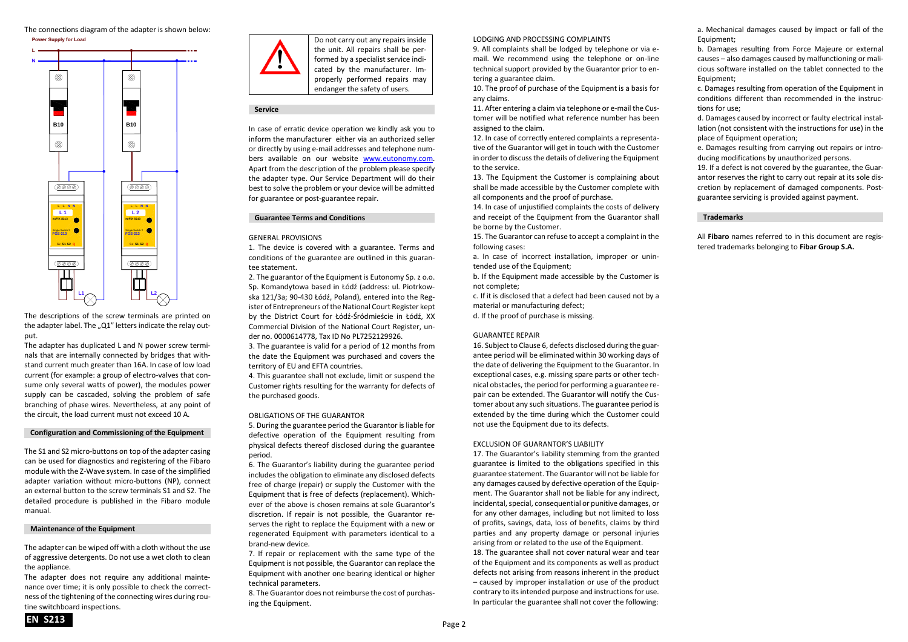The connections diagram of the adapter is shown below:

Power Supply for Load

L

N

B10

B10

L L N N

L 1

Single Switch 2

FGS-213

L L N N

L 2

Single Switch 2

FGS-213

L1

L2

The descriptions of the screw terminals are printed on the adapter label. The „Q1" letters indicate the relay output.

The adapter has duplicated L and N power screw terminals that are internally connected by bridges that withstand current much greater than 16A. In case of low load current (for example: a group of electro-valves that consume only several watts of power), the modules power supply can be cascaded, solving the problem of safe branching of phase wires. Nevertheless, at any point of the circuit, the load current must not exceed 10 A.

### Configuration and Commissioning of the Equipment

The S1 and S2 micro-buttons on top of the adapter casing can be used for diagnostics and registering of the Fibaro module with the Z-Wave system. In case of the simplified adapter variation without micro-buttons (NP), connect an external button to the screw terminals S1 and S2. The detailed procedure is published in the Fibaro module manual.

### Maintenance of the Equipment

The adapter can be wiped off with a cloth without the use of aggressive detergents. Do not use a wet cloth to clean the appliance.

The adapter does not require any additional maintenance over time; it is only possible to check the correctness of the tightening of the connecting wires during routine switchboard inspections.

Do not carry out any repairs inside the unit. All repairs shall be performed by a specialist service indicated by the manufacturer. Improperly performed repairs may endanger the safety of users.

### Service

In case of erratic device operation we kindly ask you to inform the manufacturer either via an authorized seller or directly by using e-mail addresses and telephone numbers available on our website www.eutonomy.com. Apart from the description of the problem please specify the adapter type. Our Service Department will do their best to solve the problem or your device will be admitted for guarantee or post-guarantee repair.

### Guarantee Terms and Conditions

GENERAL PROVISIONS

1. The device is covered with a guarantee. Terms and conditions of the guarantee are outlined in this guarantee statement.
2. The guarantor of the Equipment is Eutonomy Sp. z o.o. Sp. Komandytowa based in Łódź (address: ul. Piotrkowska 121/3a; 90-430 Łódź, Poland), entered into the Register of Entrepreneurs of the National Court Register kept by the District Court for Łódź-Śródmieście in Łódź, XX Commercial Division of the National Court Register, under no. 0000614778, Tax ID No PL7252129926.
3. The guarantee is valid for a period of 12 months from the date the Equipment was purchased and covers the territory of EU and EFTA countries.
4. This guarantee shall not exclude, limit or suspend the Customer rights resulting for the warranty for defects of the purchased goods.

OBLIGATIONS OF THE GUARANTOR

5. During the guarantee period the Guarantor is liable for defective operation of the Equipment resulting from physical defects thereof disclosed during the guarantee period.
6. The Guarantor's liability during the guarantee period includes the obligation to eliminate any disclosed defects free of charge (repair) or supply the Customer with the Equipment that is free of defects (replacement). Whichever of the above is chosen remains at sole Guarantor's discretion. If repair is not possible, the Guarantor reserves the right to replace the Equipment with a new or regenerated Equipment with parameters identical to a brand-new device.
7. If repair or replacement with the same type of the Equipment is not possible, the Guarantor can replace the Equipment with another one bearing identical or higher technical parameters.
8. The Guarantor does not reimburse the cost of purchasing the Equipment.

LODGING AND PROCESSING COMPLAINTS

9. All complaints shall be lodged by telephone or via e-mail. We recommend using the telephone or on-line technical support provided by the Guarantor prior to entering a guarantee claim.
10. The proof of purchase of the Equipment is a basis for any claims.
11. After entering a claim via telephone or e-mail the Customer will be notified what reference number has been assigned to the claim.
12. In case of correctly entered complaints a representative of the Guarantor will get in touch with the Customer in order to discuss the details of delivering the Equipment to the service.
13. The Equipment the Customer is complaining about shall be made accessible by the Customer complete with all components and the proof of purchase.
14. In case of unjustified complaints the costs of delivery and receipt of the Equipment from the Guarantor shall be borne by the Customer.
15. The Guarantor can refuse to accept a complaint in the following cases:
   a. In case of incorrect installation, improper or unintended use of the Equipment;
   b. If the Equipment made accessible by the Customer is not complete;
   c. If it is disclosed that a defect had been caused not by a material or manufacturing defect;
   d. If the proof of purchase is missing.

GUARANTEE REPAIR

16. Subject to Clause 6, defects disclosed during the guarantee period will be eliminated within 30 working days of the date of delivering the Equipment to the Guarantor. In exceptional cases, e.g. missing spare parts or other technical obstacles, the period for performing a guarantee repair can be extended. The Guarantor will notify the Customer about any such situations. The guarantee period is extended by the time during which the Customer could not use the Equipment due to its defects.

EXCLUSION OF GUARANTOR'S LIABILITY

17. The Guarantor's liability stemming from the granted guarantee is limited to the obligations specified in this guarantee statement. The Guarantor will not be liable for any damages caused by defective operation of the Equipment. The Guarantor shall not be liable for any indirect, incidental, special, consequential or punitive damages, or for any other damages, including but not limited to loss of profits, savings, data, loss of benefits, claims by third parties and any property damage or personal injuries arising from or related to the use of the Equipment.
18. The guarantee shall not cover natural wear and tear of the Equipment and its components as well as product defects not arising from reasons inherent in the product – caused by improper installation or use of the product contrary to its intended purpose and instructions for use. In particular the guarantee shall not cover the following:
   a. Mechanical damages caused by impact or fall of the Equipment;
   b. Damages resulting from Force Majeure or external causes – also damages caused by malfunctioning or malicious software installed on the tablet connected to the Equipment;
   c. Damages resulting from operation of the Equipment in conditions different than recommended in the instructions for use;
   d. Damages caused by incorrect or faulty electrical installation (not consistent with the instructions for use) in the place of Equipment operation;
   e. Damages resulting from carrying out repairs or introducing modifications by unauthorized persons.
19. If a defect is not covered by the guarantee, the Guarantor reserves the right to carry out repair at its sole discretion by replacement of damaged components. Post-guarantee servicing is provided against payment.

### Trademarks

All **Fibaro** names referred to in this document are registered trademarks belonging to **Fibar Group S.A.**

EN S213